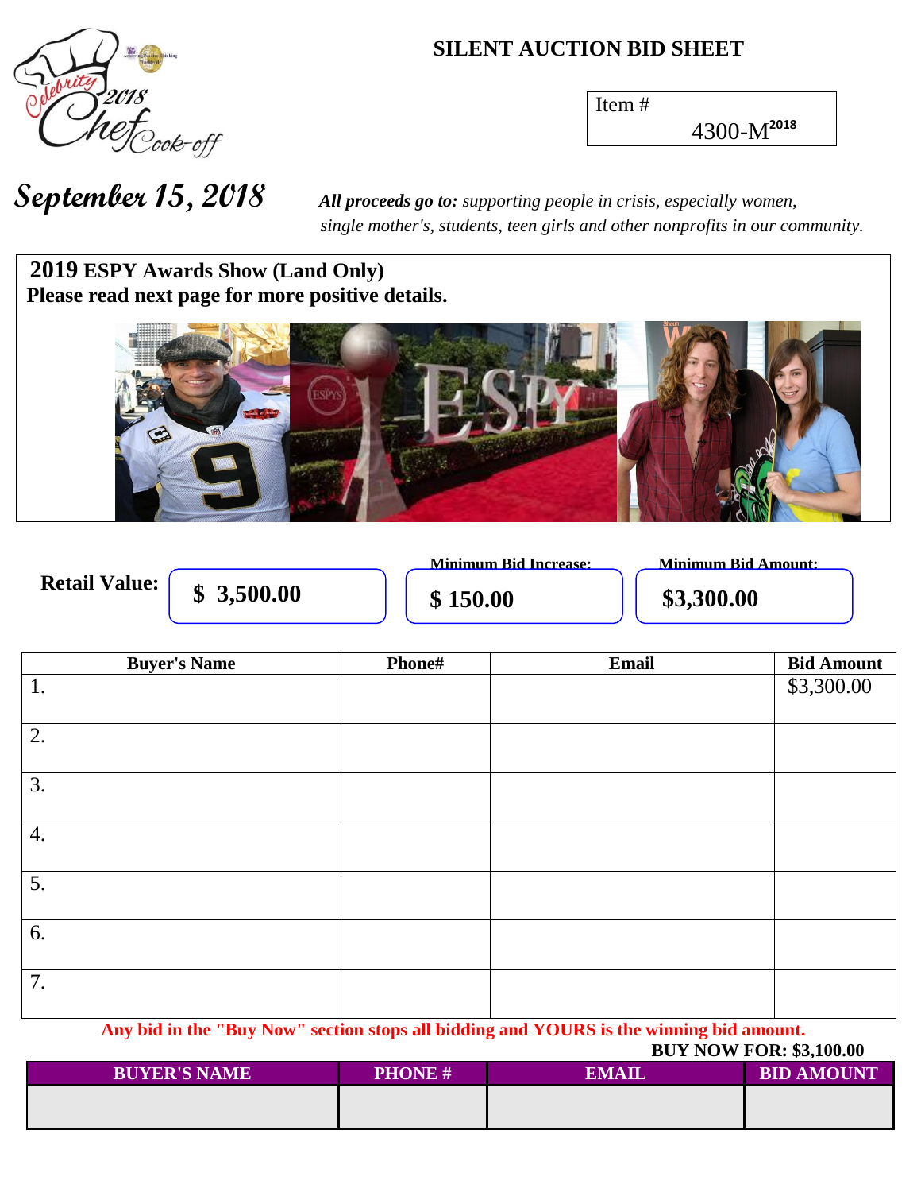# SILENT AUCTION BID SHEET

Item # 4300-M[2018]

**September 15, 2018**

***All proceeds go to:*** *supporting people in crisis, especially women, single mother's, students, teen girls and other nonprofits in our community.*

## 2019 ESPY Awards Show (Land Only)

**Please read next page for more positive details.**

**Retail Value:** **$ 3,500.00**

**Minimum Bid Increase:** **$ 150.00**

**Minimum Bid Amount:** **$3,300.00**

| Buyer's Name | Phone# | Email | Bid Amount |
|---|---|---|---|
| 1. | | | $3,300.00 |
| 2. | | | |
| 3. | | | |
| 4. | | | |
| 5. | | | |
| 6. | | | |
| 7. | | | |

**Any bid in the "Buy Now" section stops all bidding and YOURS is the winning bid amount.**

**BUY NOW FOR: $3,100.00**

| BUYER'S NAME | PHONE # | EMAIL | BID AMOUNT |
|---|---|---|---|
| | | | |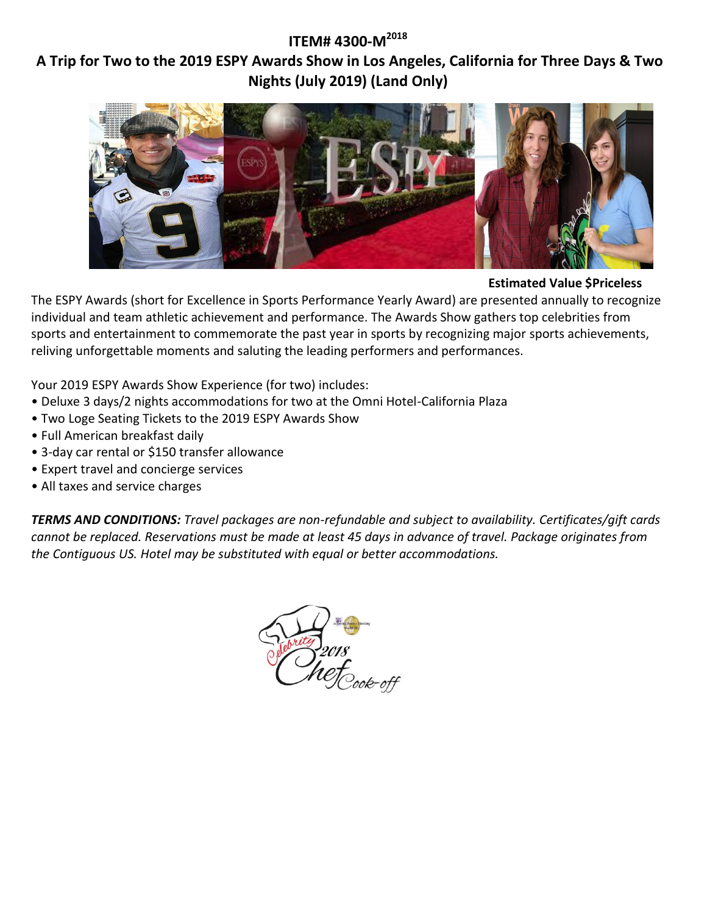# ITEM# 4300-M[2018]

## A Trip for Two to the 2019 ESPY Awards Show in Los Angeles, California for Three Days & Two Nights (July 2019) (Land Only)

**Estimated Value $Priceless**

The ESPY Awards (short for Excellence in Sports Performance Yearly Award) are presented annually to recognize individual and team athletic achievement and performance. The Awards Show gathers top celebrities from sports and entertainment to commemorate the past year in sports by recognizing major sports achievements, reliving unforgettable moments and saluting the leading performers and performances.

Your 2019 ESPY Awards Show Experience (for two) includes:

- Deluxe 3 days/2 nights accommodations for two at the Omni Hotel-California Plaza
- Two Loge Seating Tickets to the 2019 ESPY Awards Show
- Full American breakfast daily
- 3-day car rental or $150 transfer allowance
- Expert travel and concierge services
- All taxes and service charges

***TERMS AND CONDITIONS:*** *Travel packages are non-refundable and subject to availability. Certificates/gift cards cannot be replaced. Reservations must be made at least 45 days in advance of travel. Package originates from the Contiguous US. Hotel may be substituted with equal or better accommodations.*

Celebrity 2018 Chef Cook-off